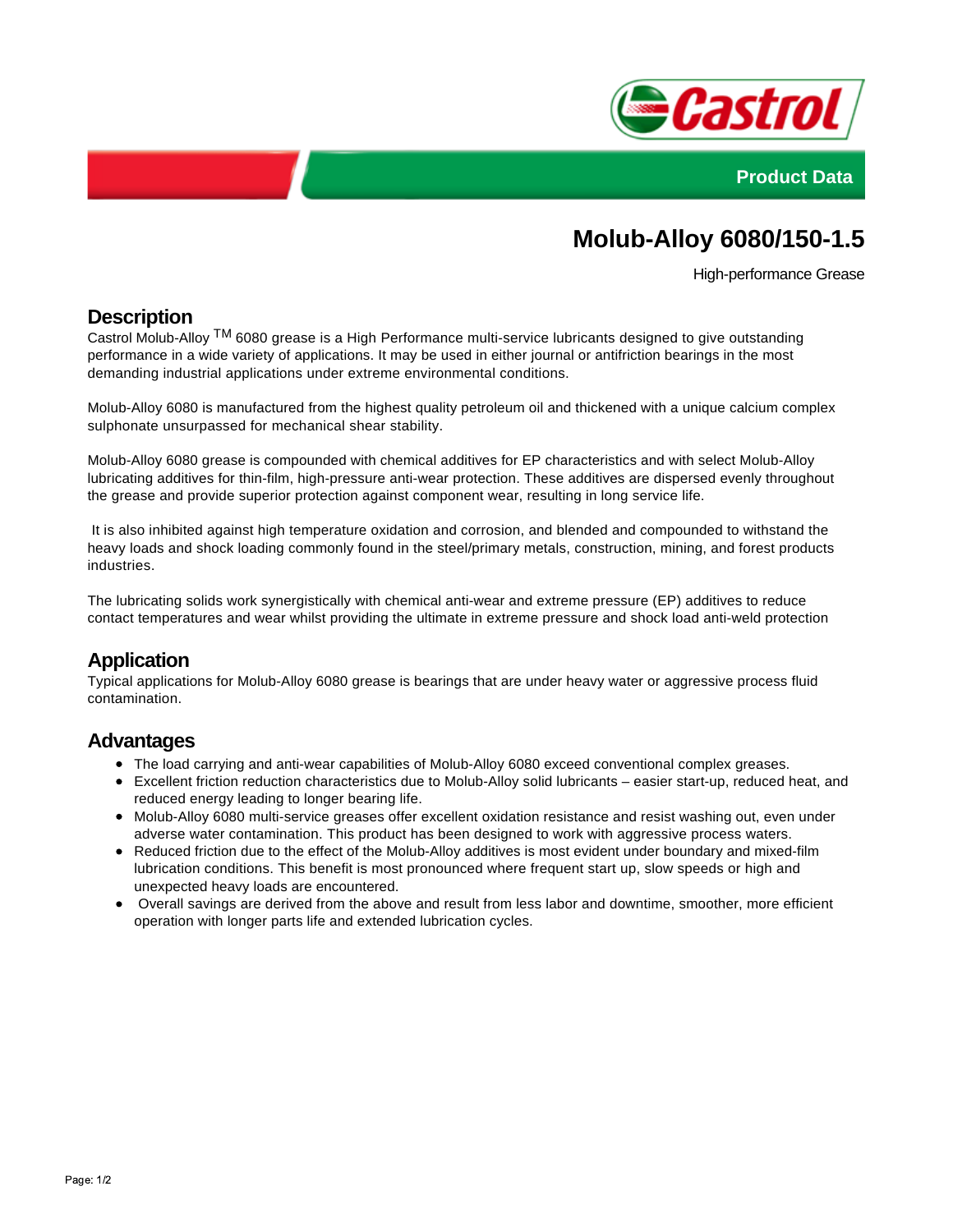Product Data

# Molub-Alloy 6080/150-1.5

High-performance Grease

## Description

Castrol Molub-Alloy TM 6080 grease is a High Performance multi-service lubricants designed to give outstanding performance in a wide variety of applications. It may be used in either journal or antifriction bearings in the most demanding industrial applications under extreme environmental conditions.

Molub-Alloy 6080 is manufactured from the highest quality petroleum oil and thickened with a unique calcium complex sulphonate unsurpassed for mechanical shear stability.

Molub-Alloy 6080 grease is compounded with chemical additives for EP characteristics and with select Molub-Alloy lubricating additives for thin-film, high-pressure anti-wear protection. These additives are dispersed evenly throughout the grease and provide superior protection against component wear, resulting in long service life.

It is also inhibited against high temperature oxidation and corrosion, and blended and compounded to withstand the heavy loads and shock loading commonly found in the steel/primary metals, construction, mining, and forest products industries.

The lubricating solids work synergistically with chemical anti-wear and extreme pressure (EP) additives to reduce contact temperatures and wear whilst providing the ultimate in extreme pressure and shock load anti-weld protection

## Application

Typical applications for Molub-Alloy 6080 grease is bearings that are under heavy water or aggressive process fluid contamination.

## Advantages

- The load carrying and anti-wear capabilities of Molub-Alloy 6080 exceed conventional complex greases.
- Excellent friction reduction characteristics due to Molub-Alloy solid lubricants – easier start-up, reduced heat, and reduced energy leading to longer bearing life.
- Molub-Alloy 6080 multi-service greases offer excellent oxidation resistance and resist washing out, even under adverse water contamination. This product has been designed to work with aggressive process waters.
- Reduced friction due to the effect of the Molub-Alloy additives is most evident under boundary and mixed-film lubrication conditions. This benefit is most pronounced where frequent start up, slow speeds or high and unexpected heavy loads are encountered.
- Overall savings are derived from the above and result from less labor and downtime, smoother, more efficient operation with longer parts life and extended lubrication cycles.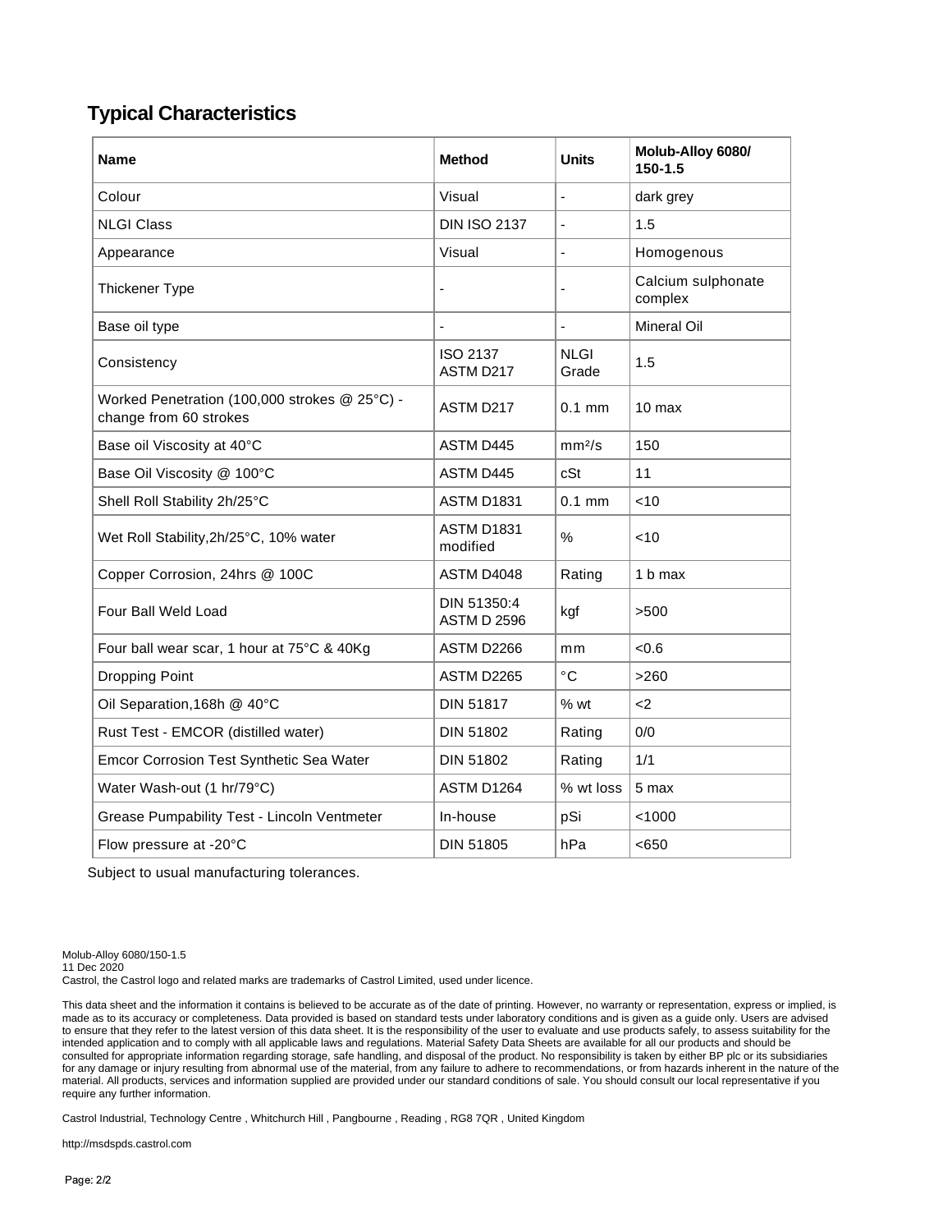## Typical Characteristics

| Name | Method | Units | Molub-Alloy 6080/ 150-1.5 |
|---|---|---|---|
| Colour | Visual | - | dark grey |
| NLGI Class | DIN ISO 2137 | - | 1.5 |
| Appearance | Visual | - | Homogenous |
| Thickener Type | - | - | Calcium sulphonate complex |
| Base oil type | - | - | Mineral Oil |
| Consistency | ISO 2137 ASTM D217 | NLGI Grade | 1.5 |
| Worked Penetration (100,000 strokes @ 25°C) - change from 60 strokes | ASTM D217 | 0.1 mm | 10 max |
| Base oil Viscosity at 40°C | ASTM D445 | $mm^2/s$ | 150 |
| Base Oil Viscosity @ 100°C | ASTM D445 | cSt | 11 |
| Shell Roll Stability 2h/25°C | ASTM D1831 | 0.1 mm | <10 |
| Wet Roll Stability,2h/25°C, 10% water | ASTM D1831 modified | % | <10 |
| Copper Corrosion, 24hrs @ 100C | ASTM D4048 | Rating | 1 b max |
| Four Ball Weld Load | DIN 51350:4 ASTM D 2596 | kgf | >500 |
| Four ball wear scar, 1 hour at 75°C & 40Kg | ASTM D2266 | mm | <0.6 |
| Dropping Point | ASTM D2265 | °C | >260 |
| Oil Separation,168h @ 40°C | DIN 51817 | % wt | <2 |
| Rust Test - EMCOR (distilled water) | DIN 51802 | Rating | 0/0 |
| Emcor Corrosion Test Synthetic Sea Water | DIN 51802 | Rating | 1/1 |
| Water Wash-out (1 hr/79°C) | ASTM D1264 | % wt loss | 5 max |
| Grease Pumpability Test - Lincoln Ventmeter | In-house | pSi | <1000 |
| Flow pressure at -20°C | DIN 51805 | hPa | <650 |

Subject to usual manufacturing tolerances.

Molub-Alloy 6080/150-1.5
11 Dec 2020
Castrol, the Castrol logo and related marks are trademarks of Castrol Limited, used under licence.

This data sheet and the information it contains is believed to be accurate as of the date of printing. However, no warranty or representation, express or implied, is made as to its accuracy or completeness. Data provided is based on standard tests under laboratory conditions and is given as a guide only. Users are advised to ensure that they refer to the latest version of this data sheet. It is the responsibility of the user to evaluate and use products safely, to assess suitability for the intended application and to comply with all applicable laws and regulations. Material Safety Data Sheets are available for all our products and should be consulted for appropriate information regarding storage, safe handling, and disposal of the product. No responsibility is taken by either BP plc or its subsidiaries for any damage or injury resulting from abnormal use of the material, from any failure to adhere to recommendations, or from hazards inherent in the nature of the material. All products, services and information supplied are provided under our standard conditions of sale. You should consult our local representative if you require any further information.

Castrol Industrial, Technology Centre , Whitchurch Hill , Pangbourne , Reading , RG8 7QR , United Kingdom

http://msdspds.castrol.com